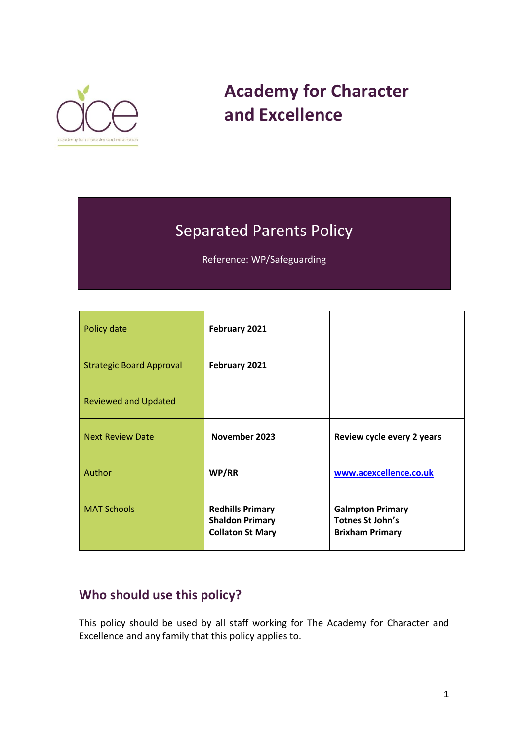# Academy for Character and Excellence

## Separated Parents Policy

Reference: WP/Safeguarding

| Policy date | **February 2021** | |
|---|---|---|
| Strategic Board Approval | **February 2021** | |
| Reviewed and Updated | | |
| Next Review Date | **November 2023** | **Review cycle every 2 years** |
| Author | **WP/RR** | **www.acexcellence.co.uk** |
| MAT Schools | **Redhills Primary**<br>**Shaldon Primary**<br>**Collaton St Mary** | **Galmpton Primary**<br>**Totnes St John's**<br>**Brixham Primary** |

## Who should use this policy?

This policy should be used by all staff working for The Academy for Character and Excellence and any family that this policy applies to.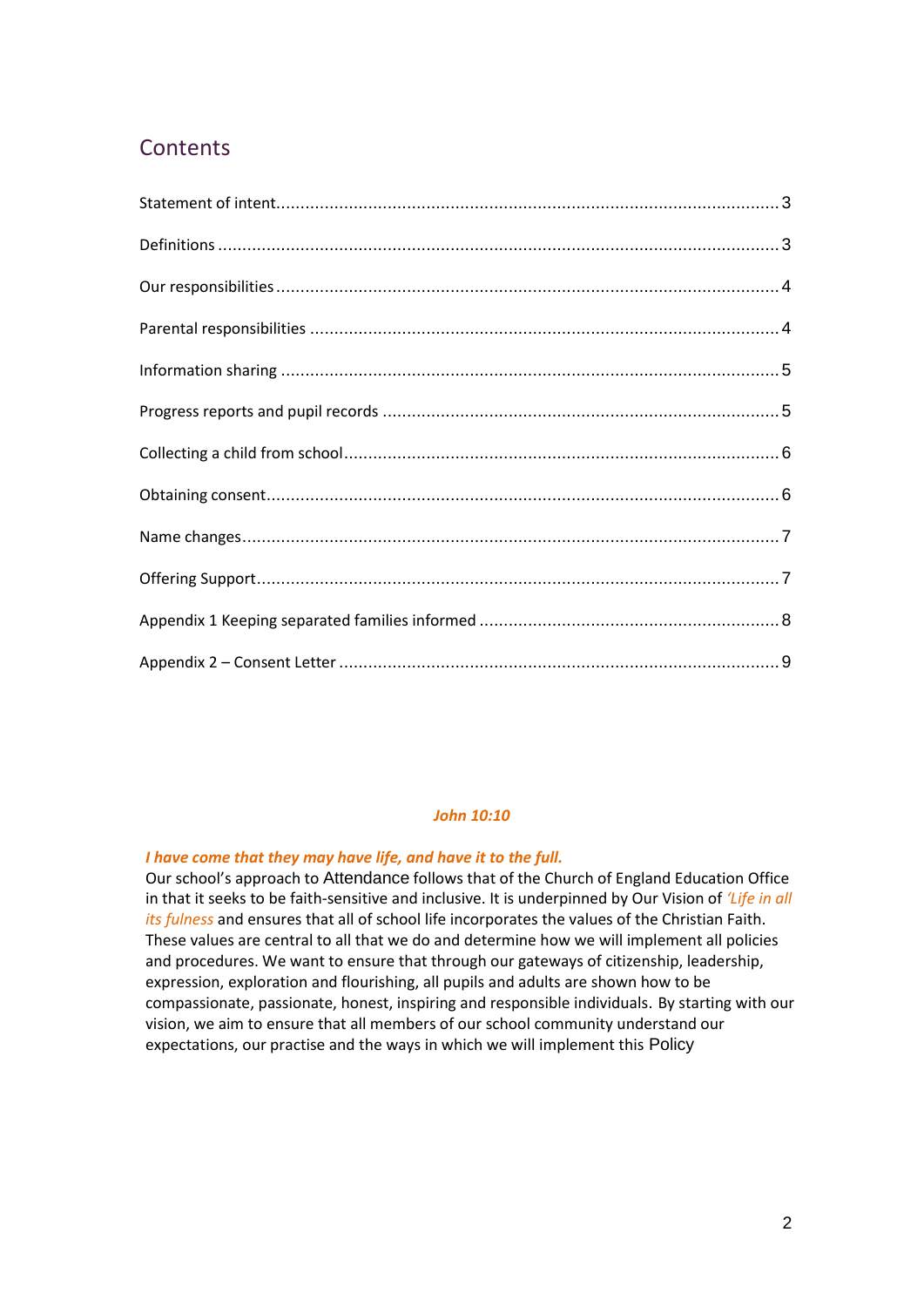# Contents

Statement of intent........................................................................................................3

Definitions ....................................................................................................................3

Our responsibilities .......................................................................................................4

Parental responsibilities ................................................................................................4

Information sharing ......................................................................................................5

Progress reports and pupil records ..............................................................................5

Collecting a child from school.......................................................................................6

Obtaining consent.........................................................................................................6

Name changes...............................................................................................................7

Offering Support............................................................................................................7

Appendix 1 Keeping separated families informed ..........................................................8

Appendix 2 – Consent Letter ..........................................................................................9

***John 10:10***

***I have come that they may have life, and have it to the full.***

Our school's approach to Attendance follows that of the Church of England Education Office in that it seeks to be faith-sensitive and inclusive. It is underpinned by Our Vision of *'Life in all its fulness* and ensures that all of school life incorporates the values of the Christian Faith. These values are central to all that we do and determine how we will implement all policies and procedures. We want to ensure that through our gateways of citizenship, leadership, expression, exploration and flourishing, all pupils and adults are shown how to be compassionate, passionate, honest, inspiring and responsible individuals. By starting with our vision, we aim to ensure that all members of our school community understand our expectations, our practise and the ways in which we will implement this Policy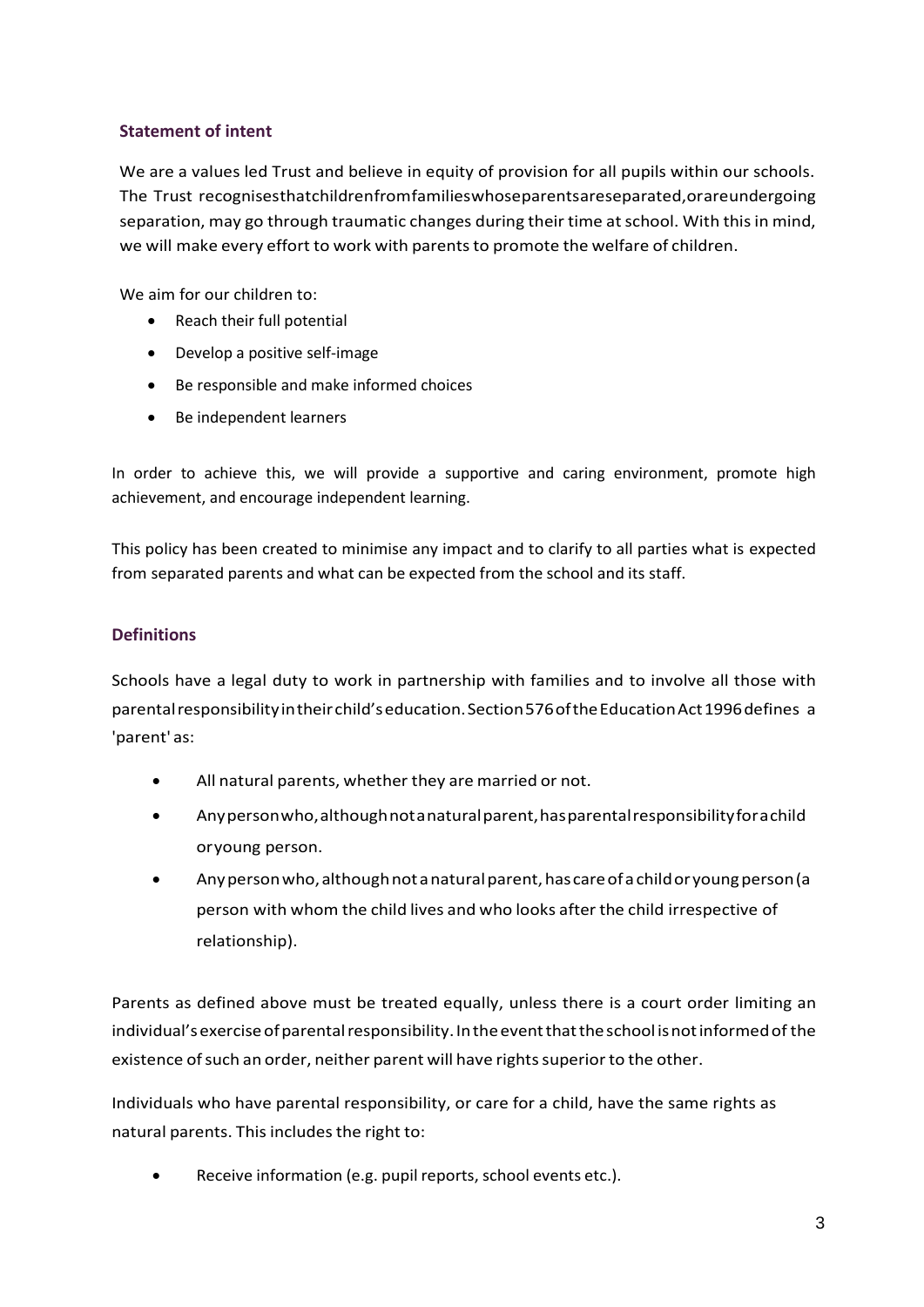## Statement of intent

We are a values led Trust and believe in equity of provision for all pupils within our schools. The Trust recognises that children from families whose parents are separated, or are undergoing separation, may go through traumatic changes during their time at school. With this in mind, we will make every effort to work with parents to promote the welfare of children.

We aim for our children to:

- Reach their full potential
- Develop a positive self-image
- Be responsible and make informed choices
- Be independent learners

In order to achieve this, we will provide a supportive and caring environment, promote high achievement, and encourage independent learning.

This policy has been created to minimise any impact and to clarify to all parties what is expected from separated parents and what can be expected from the school and its staff.

## Definitions

Schools have a legal duty to work in partnership with families and to involve all those with parental responsibility in their child's education. Section 576 of the Education Act 1996 defines a 'parent' as:

- All natural parents, whether they are married or not.
- Any person who, although not a natural parent, has parental responsibility for a child or young person.
- Any person who, although not a natural parent, has care of a child or young person (a person with whom the child lives and who looks after the child irrespective of relationship).

Parents as defined above must be treated equally, unless there is a court order limiting an individual's exercise of parental responsibility. In the event that the school is not informed of the existence of such an order, neither parent will have rights superior to the other.

Individuals who have parental responsibility, or care for a child, have the same rights as natural parents. This includes the right to:

- Receive information (e.g. pupil reports, school events etc.).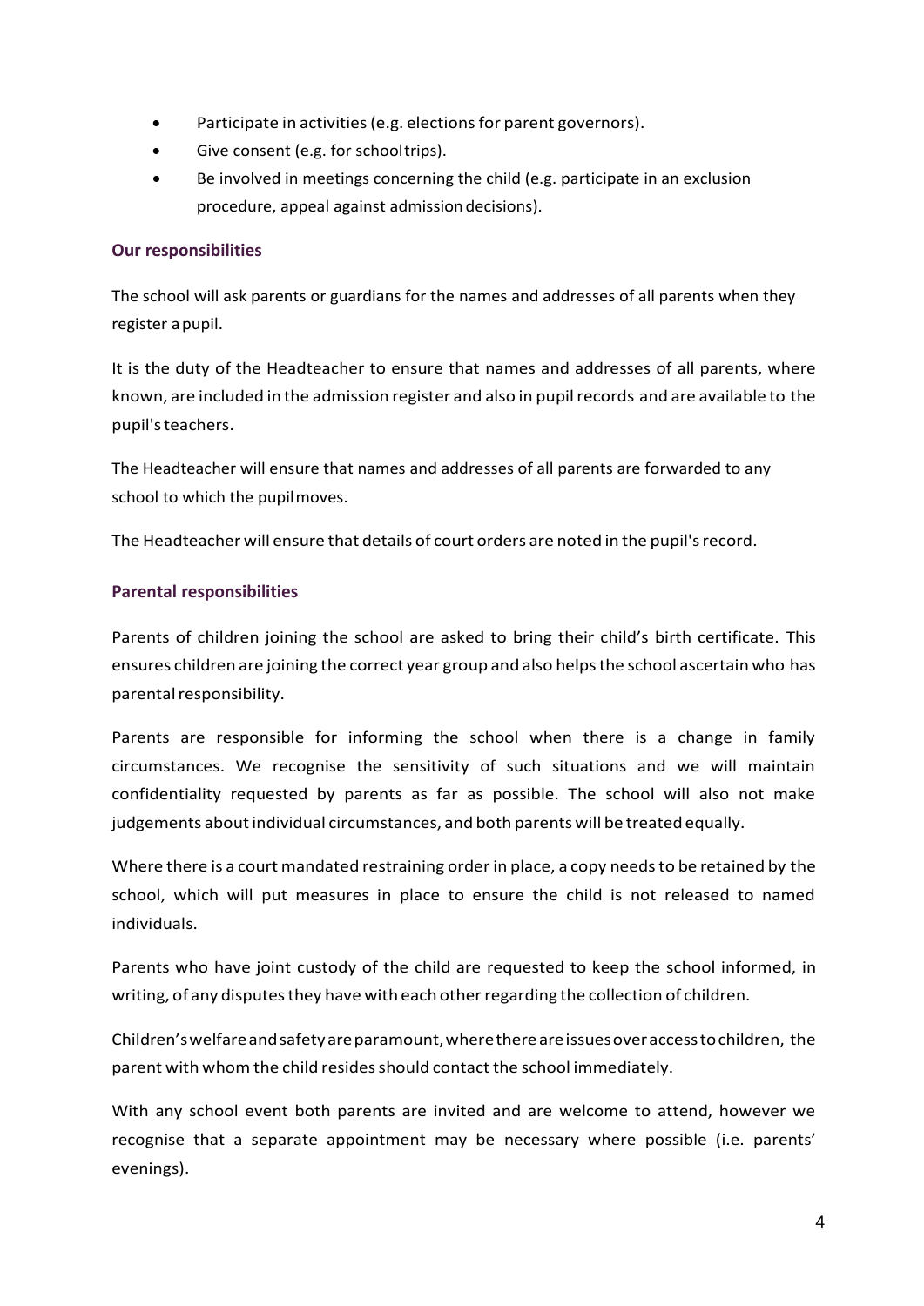- Participate in activities (e.g. elections for parent governors).
- Give consent (e.g. for school trips).
- Be involved in meetings concerning the child (e.g. participate in an exclusion procedure, appeal against admission decisions).

### Our responsibilities

The school will ask parents or guardians for the names and addresses of all parents when they register a pupil.

It is the duty of the Headteacher to ensure that names and addresses of all parents, where known, are included in the admission register and also in pupil records and are available to the pupil's teachers.

The Headteacher will ensure that names and addresses of all parents are forwarded to any school to which the pupil moves.

The Headteacher will ensure that details of court orders are noted in the pupil's record.

### Parental responsibilities

Parents of children joining the school are asked to bring their child's birth certificate. This ensures children are joining the correct year group and also helps the school ascertain who has parental responsibility.

Parents are responsible for informing the school when there is a change in family circumstances. We recognise the sensitivity of such situations and we will maintain confidentiality requested by parents as far as possible. The school will also not make judgements about individual circumstances, and both parents will be treated equally.

Where there is a court mandated restraining order in place, a copy needs to be retained by the school, which will put measures in place to ensure the child is not released to named individuals.

Parents who have joint custody of the child are requested to keep the school informed, in writing, of any disputes they have with each other regarding the collection of children.

Children's welfare and safety are paramount, where there are issues over access to children, the parent with whom the child resides should contact the school immediately.

With any school event both parents are invited and are welcome to attend, however we recognise that a separate appointment may be necessary where possible (i.e. parents' evenings).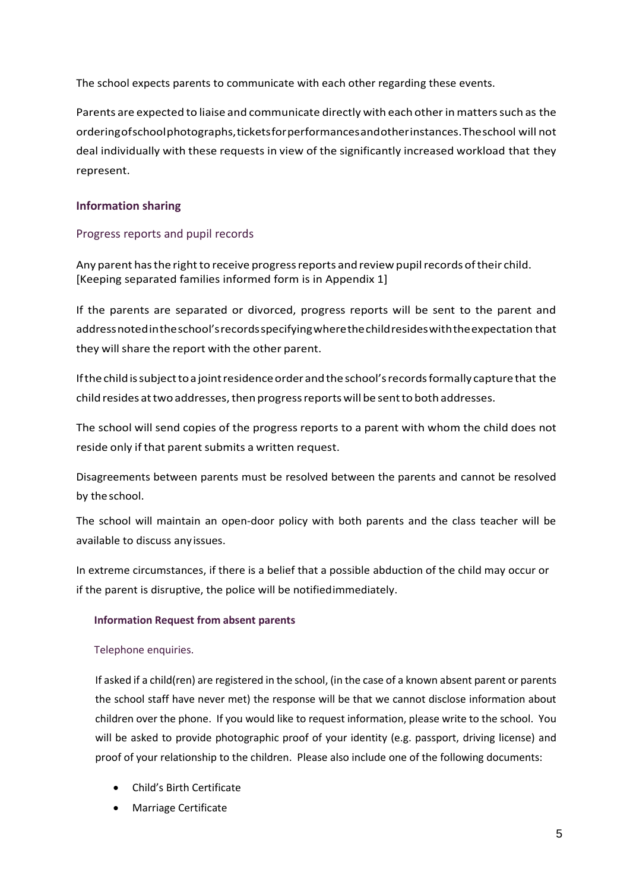The school expects parents to communicate with each other regarding these events.

Parents are expected to liaise and communicate directly with each other in matters such as the ordering of school photographs, tickets for performances and other instances. The school will not deal individually with these requests in view of the significantly increased workload that they represent.

## Information sharing

### Progress reports and pupil records

Any parent has the right to receive progress reports and review pupil records of their child. [Keeping separated families informed form is in Appendix 1]

If the parents are separated or divorced, progress reports will be sent to the parent and address noted in the school's records specifying where the child resides with the expectation that they will share the report with the other parent.

If the child is subject to a joint residence order and the school's records formally capture that the child resides at two addresses, then progress reports will be sent to both addresses.

The school will send copies of the progress reports to a parent with whom the child does not reside only if that parent submits a written request.

Disagreements between parents must be resolved between the parents and cannot be resolved by the school.

The school will maintain an open-door policy with both parents and the class teacher will be available to discuss any issues.

In extreme circumstances, if there is a belief that a possible abduction of the child may occur or if the parent is disruptive, the police will be notified immediately.

### Information Request from absent parents

#### Telephone enquiries.

If asked if a child(ren) are registered in the school, (in the case of a known absent parent or parents the school staff have never met) the response will be that we cannot disclose information about children over the phone. If you would like to request information, please write to the school. You will be asked to provide photographic proof of your identity (e.g. passport, driving license) and proof of your relationship to the children. Please also include one of the following documents:

- Child's Birth Certificate
- Marriage Certificate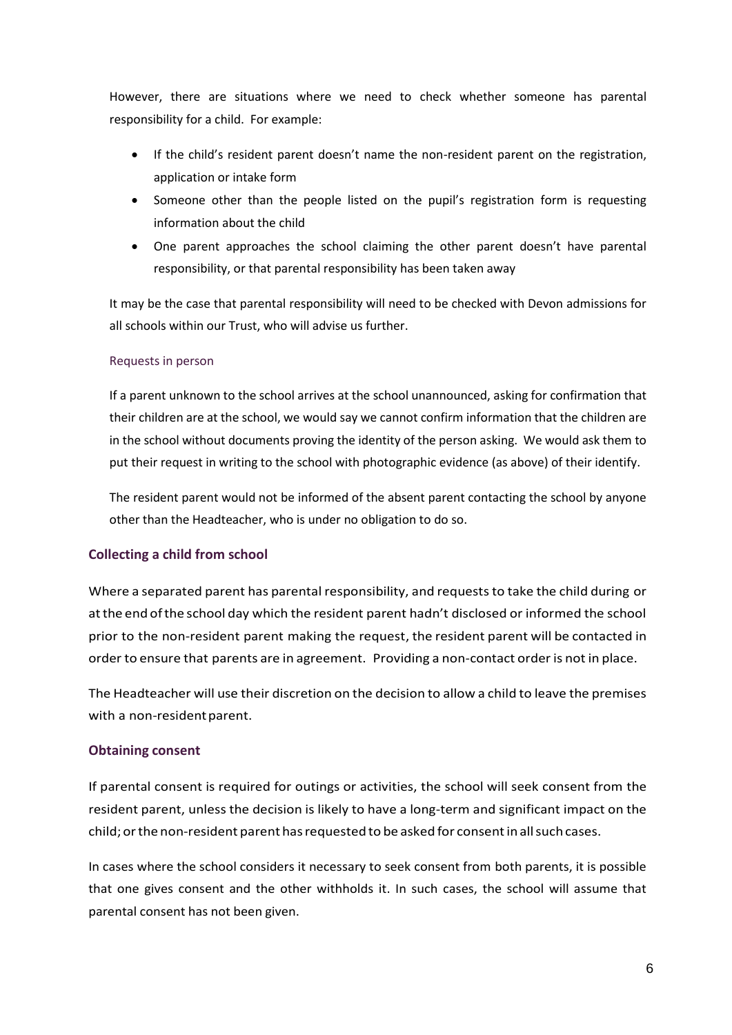However, there are situations where we need to check whether someone has parental responsibility for a child. For example:

- If the child's resident parent doesn't name the non-resident parent on the registration, application or intake form
- Someone other than the people listed on the pupil's registration form is requesting information about the child
- One parent approaches the school claiming the other parent doesn't have parental responsibility, or that parental responsibility has been taken away

It may be the case that parental responsibility will need to be checked with Devon admissions for all schools within our Trust, who will advise us further.

### Requests in person

If a parent unknown to the school arrives at the school unannounced, asking for confirmation that their children are at the school, we would say we cannot confirm information that the children are in the school without documents proving the identity of the person asking. We would ask them to put their request in writing to the school with photographic evidence (as above) of their identify.

The resident parent would not be informed of the absent parent contacting the school by anyone other than the Headteacher, who is under no obligation to do so.

## Collecting a child from school

Where a separated parent has parental responsibility, and requests to take the child during or at the end of the school day which the resident parent hadn't disclosed or informed the school prior to the non-resident parent making the request, the resident parent will be contacted in order to ensure that parents are in agreement. Providing a non-contact order is not in place.

The Headteacher will use their discretion on the decision to allow a child to leave the premises with a non-resident parent.

## Obtaining consent

If parental consent is required for outings or activities, the school will seek consent from the resident parent, unless the decision is likely to have a long-term and significant impact on the child; or the non-resident parent has requested to be asked for consent in all such cases.

In cases where the school considers it necessary to seek consent from both parents, it is possible that one gives consent and the other withholds it. In such cases, the school will assume that parental consent has not been given.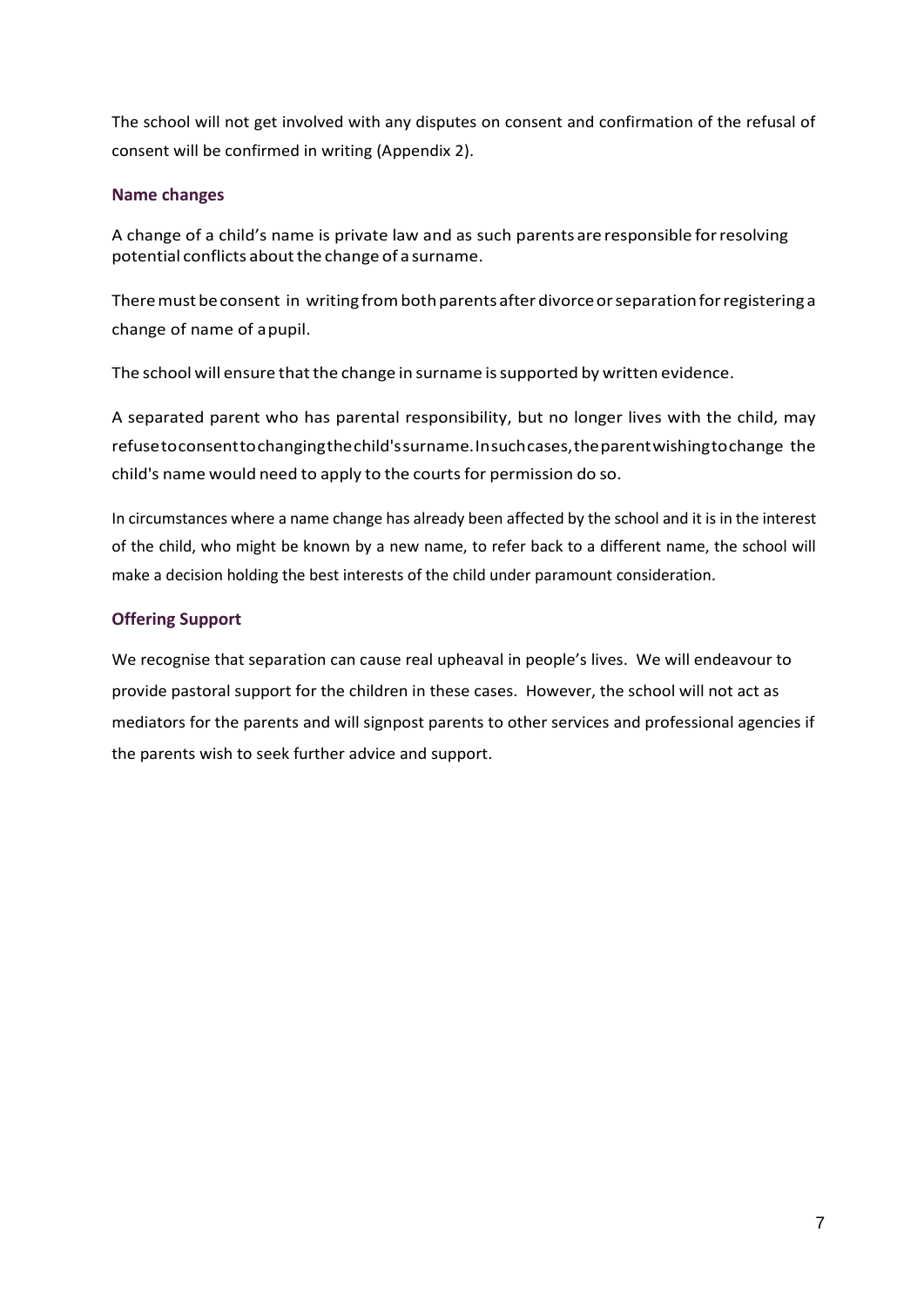The school will not get involved with any disputes on consent and confirmation of the refusal of consent will be confirmed in writing (Appendix 2).

### Name changes

A change of a child's name is private law and as such parents are responsible for resolving potential conflicts about the change of a surname.

There must be consent in writing from both parents after divorce or separation for registering a change of name of a pupil.

The school will ensure that the change in surname is supported by written evidence.

A separated parent who has parental responsibility, but no longer lives with the child, may refuse to consent to changing the child's surname. In such cases, the parent wishing to change the child's name would need to apply to the courts for permission do so.

In circumstances where a name change has already been affected by the school and it is in the interest of the child, who might be known by a new name, to refer back to a different name, the school will make a decision holding the best interests of the child under paramount consideration.

### Offering Support

We recognise that separation can cause real upheaval in people's lives. We will endeavour to provide pastoral support for the children in these cases. However, the school will not act as mediators for the parents and will signpost parents to other services and professional agencies if the parents wish to seek further advice and support.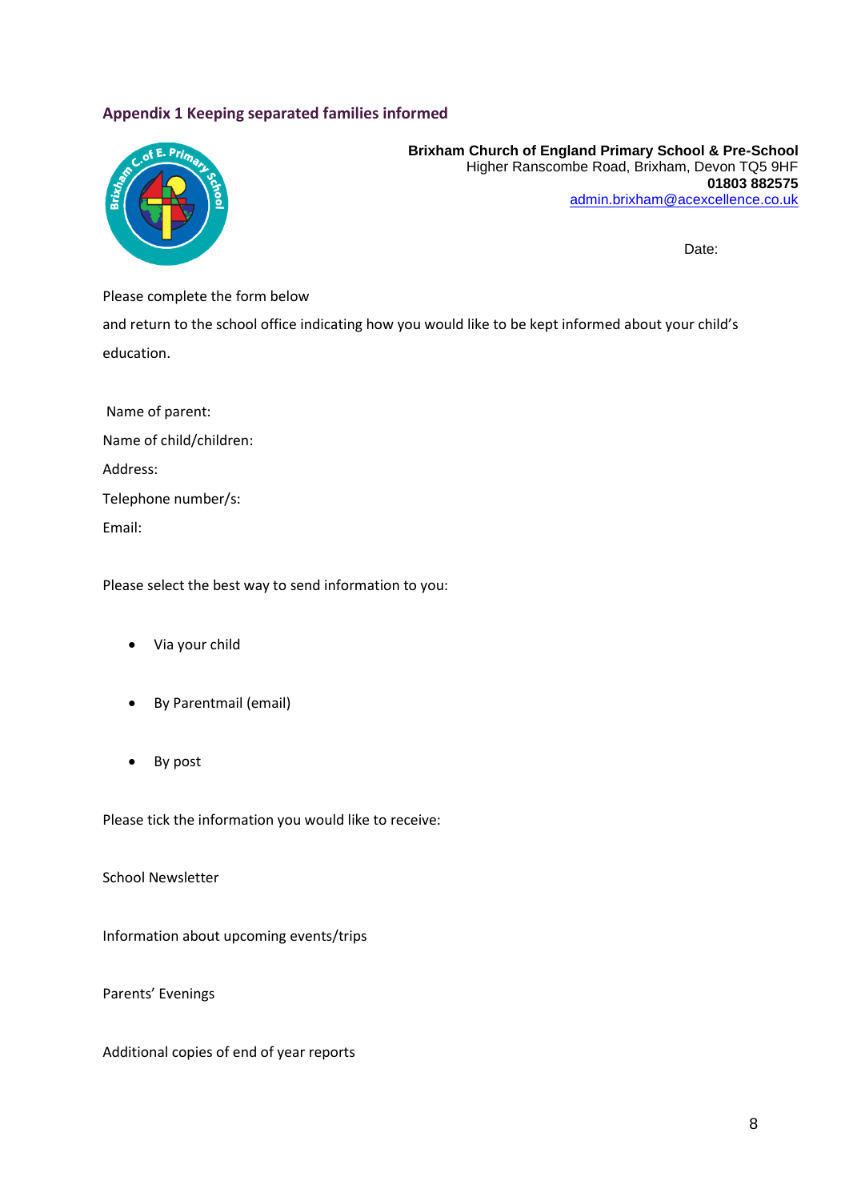## Appendix 1 Keeping separated families informed

**Brixham Church of England Primary School & Pre-School**
Higher Ranscombe Road, Brixham, Devon TQ5 9HF
**01803 882575**
admin.brixham@acexcellence.co.uk

Date:

Please complete the form below

and return to the school office indicating how you would like to be kept informed about your child's education.

Name of parent:

Name of child/children:

Address:

Telephone number/s:

Email:

Please select the best way to send information to you:

- Via your child
- By Parentmail (email)
- By post

Please tick the information you would like to receive:

School Newsletter

Information about upcoming events/trips

Parents' Evenings

Additional copies of end of year reports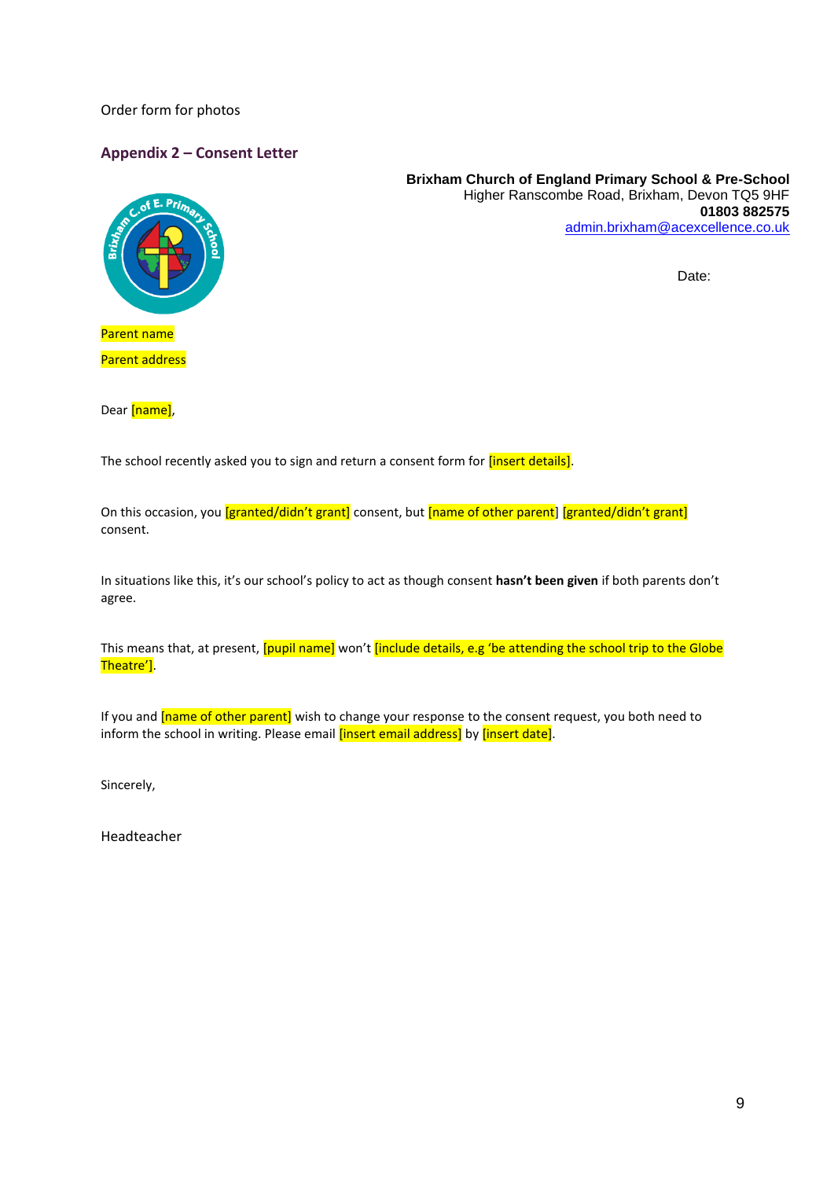Order form for photos

## Appendix 2 – Consent Letter

**Brixham Church of England Primary School & Pre-School**
Higher Ranscombe Road, Brixham, Devon TQ5 9HF
**01803 882575**
admin.brixham@acexcellence.co.uk

Date:

Parent name

Parent address

Dear [name],

The school recently asked you to sign and return a consent form for [insert details].

On this occasion, you [granted/didn't grant] consent, but [name of other parent] [granted/didn't grant] consent.

In situations like this, it's our school's policy to act as though consent **hasn't been given** if both parents don't agree.

This means that, at present, [pupil name] won't [include details, e.g 'be attending the school trip to the Globe Theatre'].

If you and [name of other parent] wish to change your response to the consent request, you both need to inform the school in writing. Please email [insert email address] by [insert date].

Sincerely,

Headteacher